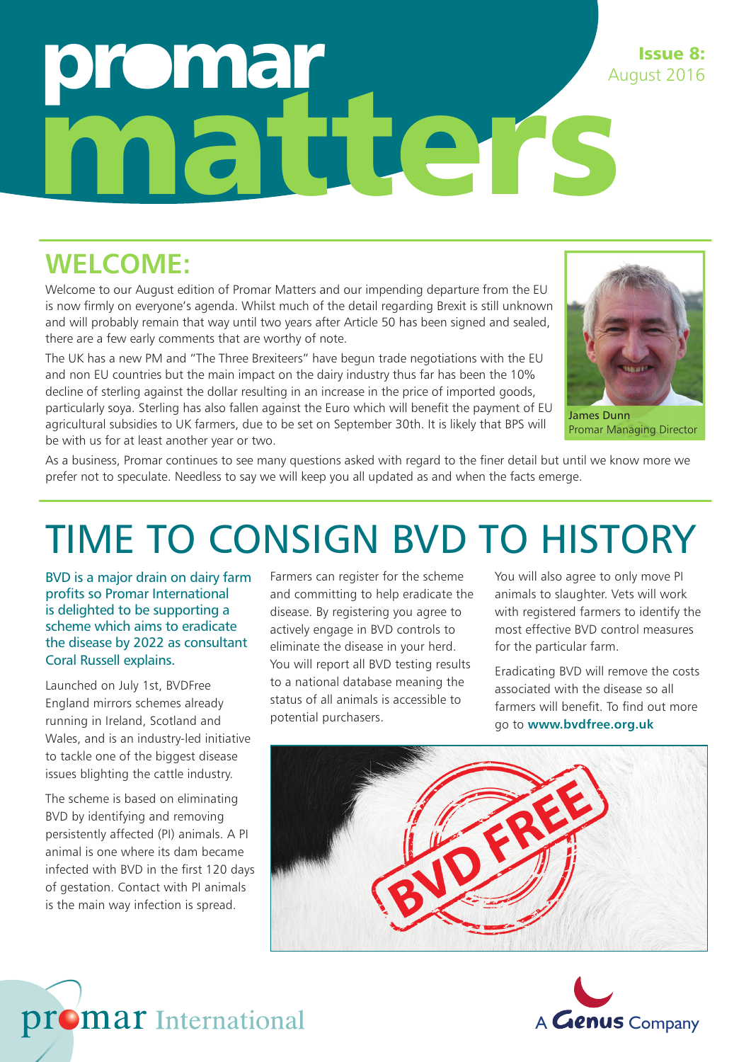# promar matters

**Issue 8:** August 2016

## WELCOME:

Welcome to our August edition of Promar Matters and our impending departure from the EU is now firmly on everyone's agenda. Whilst much of the detail regarding Brexit is still unknown and will probably remain that way until two years after Article 50 has been signed and sealed, there are a few early comments that are worthy of note.

The UK has a new PM and "The Three Brexiteers" have begun trade negotiations with the EU and non EU countries but the main impact on the dairy industry thus far has been the 10% decline of sterling against the dollar resulting in an increase in the price of imported goods, particularly soya. Sterling has also fallen against the Euro which will benefit the payment of EU agricultural subsidies to UK farmers, due to be set on September 30th. It is likely that BPS will be with us for at least another year or two.

James Dunn
Promar Managing Director

As a business, Promar continues to see many questions asked with regard to the finer detail but until we know more we prefer not to speculate. Needless to say we will keep you all updated as and when the facts emerge.

# TIME TO CONSIGN BVD TO HISTORY

BVD is a major drain on dairy farm profits so Promar International is delighted to be supporting a scheme which aims to eradicate the disease by 2022 as consultant Coral Russell explains.

Launched on July 1st, BVDFree England mirrors schemes already running in Ireland, Scotland and Wales, and is an industry-led initiative to tackle one of the biggest disease issues blighting the cattle industry.

The scheme is based on eliminating BVD by identifying and removing persistently affected (PI) animals. A PI animal is one where its dam became infected with BVD in the first 120 days of gestation. Contact with PI animals is the main way infection is spread.

Farmers can register for the scheme and committing to help eradicate the disease. By registering you agree to actively engage in BVD controls to eliminate the disease in your herd. You will report all BVD testing results to a national database meaning the status of all animals is accessible to potential purchasers.

You will also agree to only move PI animals to slaughter. Vets will work with registered farmers to identify the most effective BVD control measures for the particular farm.

Eradicating BVD will remove the costs associated with the disease so all farmers will benefit. To find out more go to **www.bvdfree.org.uk**

promar International — A Genus Company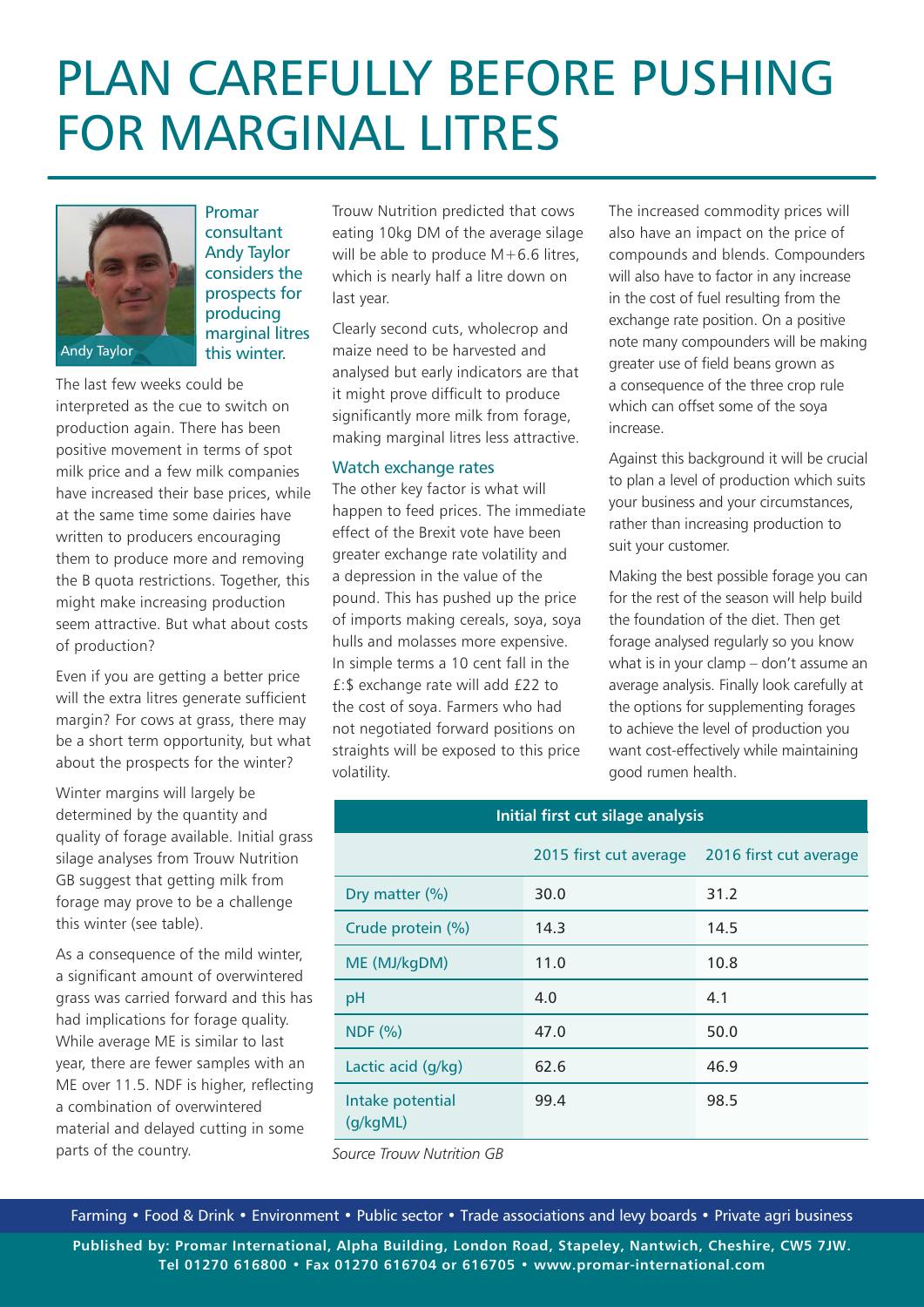# PLAN CAREFULLY BEFORE PUSHING FOR MARGINAL LITRES

Andy Taylor

**Promar consultant Andy Taylor considers the prospects for producing marginal litres this winter.**

The last few weeks could be interpreted as the cue to switch on production again. There has been positive movement in terms of spot milk price and a few milk companies have increased their base prices, while at the same time some dairies have written to producers encouraging them to produce more and removing the B quota restrictions. Together, this might make increasing production seem attractive. But what about costs of production?

Even if you are getting a better price will the extra litres generate sufficient margin? For cows at grass, there may be a short term opportunity, but what about the prospects for the winter?

Winter margins will largely be determined by the quantity and quality of forage available. Initial grass silage analyses from Trouw Nutrition GB suggest that getting milk from forage may prove to be a challenge this winter (see table).

As a consequence of the mild winter, a significant amount of overwintered grass was carried forward and this has had implications for forage quality. While average ME is similar to last year, there are fewer samples with an ME over 11.5. NDF is higher, reflecting a combination of overwintered material and delayed cutting in some parts of the country.

Trouw Nutrition predicted that cows eating 10kg DM of the average silage will be able to produce M+6.6 litres, which is nearly half a litre down on last year.

Clearly second cuts, wholecrop and maize need to be harvested and analysed but early indicators are that it might prove difficult to produce significantly more milk from forage, making marginal litres less attractive.

## Watch exchange rates

The other key factor is what will happen to feed prices. The immediate effect of the Brexit vote have been greater exchange rate volatility and a depression in the value of the pound. This has pushed up the price of imports making cereals, soya, soya hulls and molasses more expensive. In simple terms a 10 cent fall in the £:$ exchange rate will add £22 to the cost of soya. Farmers who had not negotiated forward positions on straights will be exposed to this price volatility.

The increased commodity prices will also have an impact on the price of compounds and blends. Compounders will also have to factor in any increase in the cost of fuel resulting from the exchange rate position. On a positive note many compounders will be making greater use of field beans grown as a consequence of the three crop rule which can offset some of the soya increase.

Against this background it will be crucial to plan a level of production which suits your business and your circumstances, rather than increasing production to suit your customer.

Making the best possible forage you can for the rest of the season will help build the foundation of the diet. Then get forage analysed regularly so you know what is in your clamp – don't assume an average analysis. Finally look carefully at the options for supplementing forages to achieve the level of production you want cost-effectively while maintaining good rumen health.

**Initial first cut silage analysis**

| | 2015 first cut average | 2016 first cut average |
|---|---|---|
| Dry matter (%) | 30.0 | 31.2 |
| Crude protein (%) | 14.3 | 14.5 |
| ME (MJ/kgDM) | 11.0 | 10.8 |
| pH | 4.0 | 4.1 |
| NDF (%) | 47.0 | 50.0 |
| Lactic acid (g/kg) | 62.6 | 46.9 |
| Intake potential (g/kgML) | 99.4 | 98.5 |

*Source Trouw Nutrition GB*

Farming • Food & Drink • Environment • Public sector • Trade associations and levy boards • Private agri business

**Published by: Promar International, Alpha Building, London Road, Stapeley, Nantwich, Cheshire, CW5 7JW. Tel 01270 616800 • Fax 01270 616704 or 616705 • www.promar-international.com**